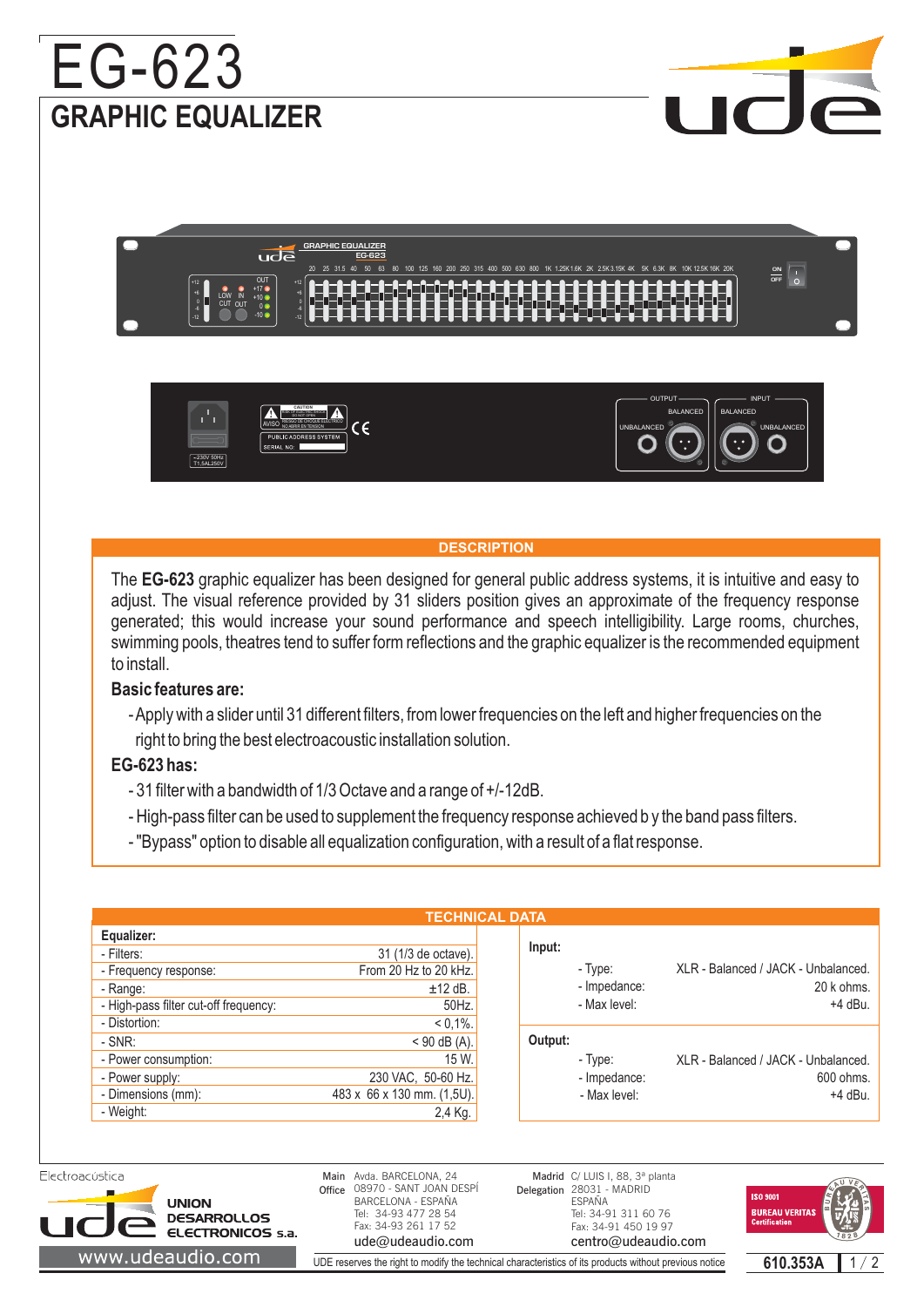# EG-623

## GRAPHIC EQUALIZER

### DESCRIPTION

The **EG-623** graphic equalizer has been designed for general public address systems, it is intuitive and easy to adjust. The visual reference provided by 31 sliders position gives an approximate of the frequency response generated; this would increase your sound performance and speech intelligibility. Large rooms, churches, swimming pools, theatres tend to suffer form reflections and the graphic equalizer is the recommended equipment to install.

**Basic features are:**

- Apply with a slider until 31 different filters, from lower frequencies on the left and higher frequencies on the right to bring the best electroacoustic installation solution.

**EG-623 has:**

- 31 filter with a bandwidth of 1/3 Octave and a range of +/-12dB.
- High-pass filter can be used to supplement the frequency response achieved b y the band pass filters.
- "Bypass" option to disable all equalization configuration, with a result of a flat response.

### TECHNICAL DATA

| | |
|---|---|
| **Equalizer:** | |
| - Filters: | 31 (1/3 de octave). |
| - Frequency response: | From 20 Hz to 20 kHz. |
| - Range: | ±12 dB. |
| - High-pass filter cut-off frequency: | 50Hz. |
| - Distortion: | < 0,1%. |
| - SNR: | < 90 dB (A). |
| - Power consumption: | 15 W. |
| - Power supply: | 230 VAC, 50-60 Hz. |
| - Dimensions (mm): | 483 x 66 x 130 mm. (1,5U). |
| - Weight: | 2,4 Kg. |

| | | |
|---|---|---|
| **Input:** | | |
| | - Type: | XLR - Balanced / JACK - Unbalanced. |
| | - Impedance: | 20 k ohms. |
| | - Max level: | +4 dBu. |
| **Output:** | | |
| | - Type: | XLR - Balanced / JACK - Unbalanced. |
| | - Impedance: | 600 ohms. |
| | - Max level: | +4 dBu. |

Electroacústica

UNION DESARROLLOS ELECTRONICOS s.a.

www.udeaudio.com

Main Office: Avda. BARCELONA, 24, 08970 - SANT JOAN DESPÍ, BARCELONA - ESPAÑA, Tel: 34-93 477 28 54, Fax: 34-93 261 17 52, ude@udeaudio.com

Madrid Delegation: C/ LUIS I, 88, 3ª planta, 28031 - MADRID, ESPAÑA, Tel: 34-91 311 60 76, Fax: 34-91 450 19 97, centro@udeaudio.com

UDE reserves the right to modify the technical characteristics of its products without previous notice

ISO 9001 BUREAU VERITAS Certification

610.353A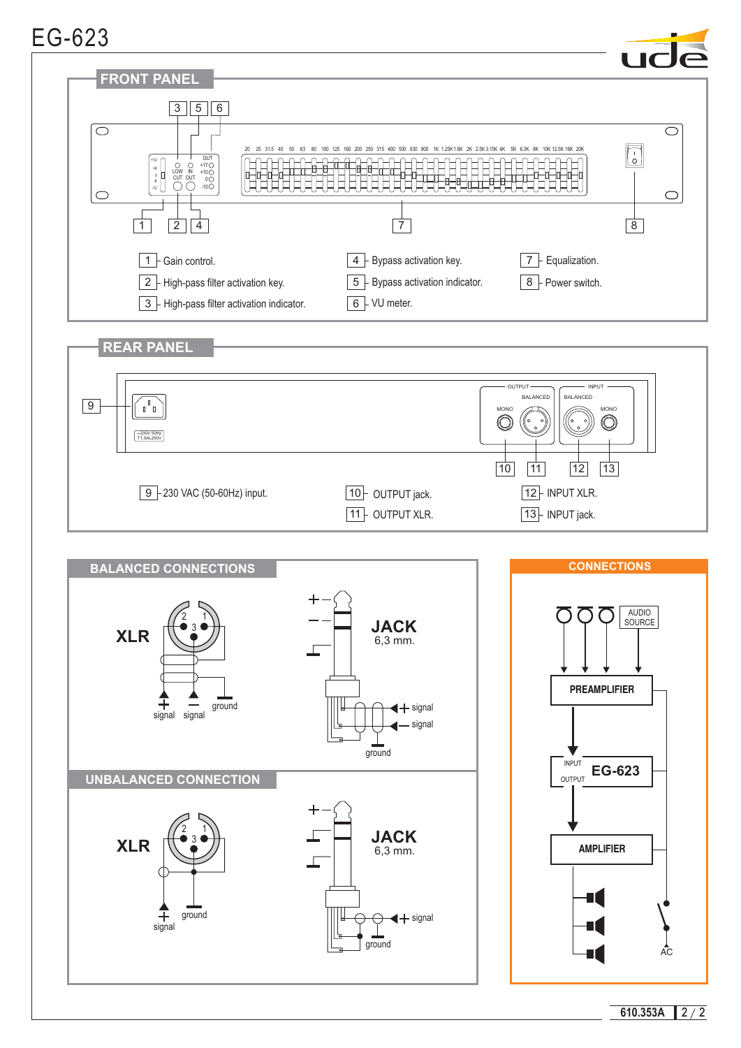# EG-623

## FRONT PANEL

1 - Gain control.
2 - High-pass filter activation key.
3 - High-pass filter activation indicator.
4 - Bypass activation key.
5 - Bypass activation indicator.
6 - VU meter.
7 - Equalization.
8 - Power switch.

## REAR PANEL

9 - 230 VAC (50-60Hz) input.
10 - OUTPUT jack.
11 - OUTPUT XLR.
12 - INPUT XLR.
13 - INPUT jack.

## BALANCED CONNECTIONS

XLR

+ signal
− signal
ground

JACK
6,3 mm.

+ signal
− signal
ground

## UNBALANCED CONNECTION

XLR

+ signal
ground

JACK
6,3 mm.

+ signal
ground

## CONNECTIONS

AUDIO SOURCE

PREAMPLIFIER

INPUT
EG-623
OUTPUT

AMPLIFIER

AC

610.353A